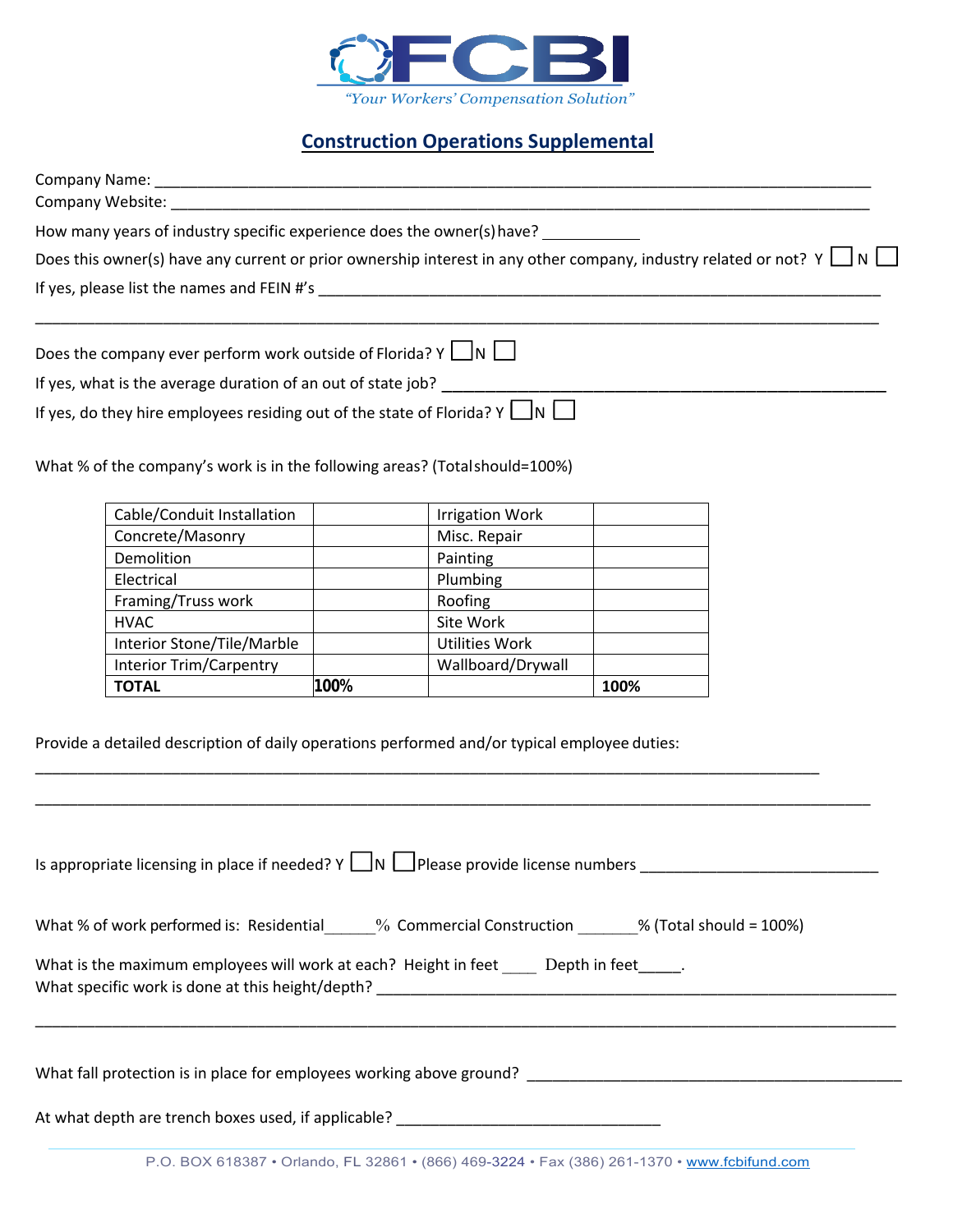FCBI

*"Your Workers' Compensation Solution"*

# Construction Operations Supplemental

Company Name: ___________________________________________________________________________

Company Website: _________________________________________________________________________

How many years of industry specific experience does the owner(s) have? ___________

Does this owner(s) have any current or prior ownership interest in any other company, industry related or not? Y ☐ N ☐

If yes, please list the names and FEIN #'s ___________________________________________________________

_____________________________________________________________________________________

Does the company ever perform work outside of Florida? Y ☐ N ☐

If yes, what is the average duration of an out of state job? _____________________________________________

If yes, do they hire employees residing out of the state of Florida? Y ☐ N ☐

What % of the company's work is in the following areas? (Total should=100%)

| | | | |
|---|---|---|---|
| Cable/Conduit Installation | | Irrigation Work | |
| Concrete/Masonry | | Misc. Repair | |
| Demolition | | Painting | |
| Electrical | | Plumbing | |
| Framing/Truss work | | Roofing | |
| HVAC | | Site Work | |
| Interior Stone/Tile/Marble | | Utilities Work | |
| Interior Trim/Carpentry | | Wallboard/Drywall | |
| **TOTAL** | **100%** | | **100%** |

Provide a detailed description of daily operations performed and/or typical employee duties:

_____________________________________________________________________________________

_____________________________________________________________________________________

Is appropriate licensing in place if needed? Y ☐ N ☐ Please provide license numbers ___________________________

What % of work performed is: Residential______% Commercial Construction _______% (Total should = 100%)

What is the maximum employees will work at each? Height in feet ____ Depth in feet_____.

What specific work is done at this height/depth? __________________________________________________________

_____________________________________________________________________________________

What fall protection is in place for employees working above ground? ________________________________________

At what depth are trench boxes used, if applicable? ______________________________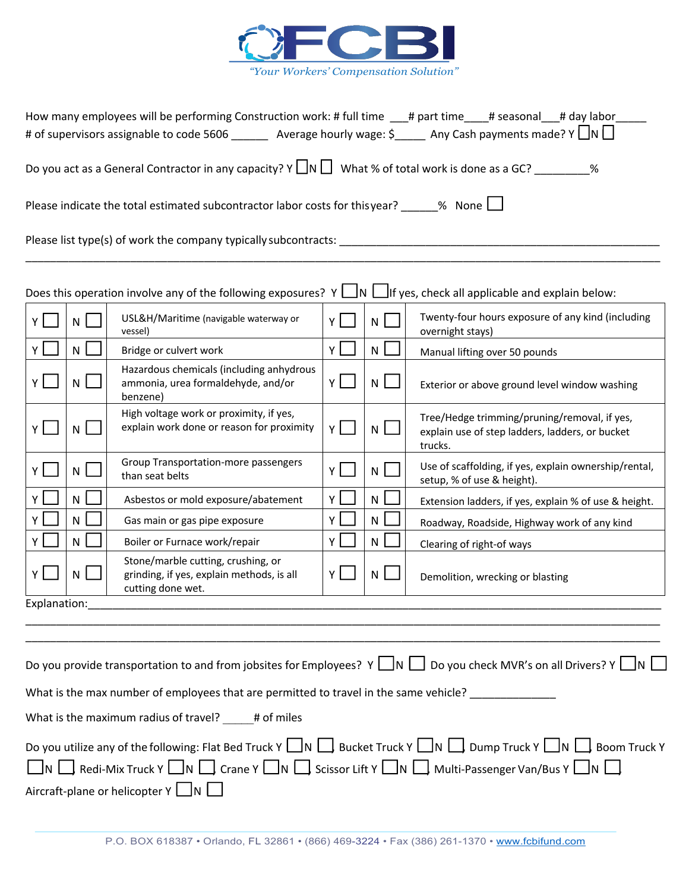# FCBI

*"Your Workers' Compensation Solution"*

How many employees will be performing Construction work: # full time ___# part time____# seasonal___# day labor_____
# of supervisors assignable to code 5606 ______ Average hourly wage: $_____ Any Cash payments made? Y ☐N ☐

Do you act as a General Contractor in any capacity? Y ☐N ☐ What % of total work is done as a GC? _________%

Please indicate the total estimated subcontractor labor costs for this year? ______% None ☐

Please list type(s) of work the company typically subcontracts: ____________________________________________________
______________________________________________________________________________________________

Does this operation involve any of the following exposures? Y ☐N ☐If yes, check all applicable and explain below:

| | | | | | |
|---|---|---|---|---|---|
| Y ☐ | N ☐ | USL&H/Maritime (navigable waterway or vessel) | Y ☐ | N ☐ | Twenty-four hours exposure of any kind (including overnight stays) |
| Y ☐ | N ☐ | Bridge or culvert work | Y ☐ | N ☐ | Manual lifting over 50 pounds |
| Y ☐ | N ☐ | Hazardous chemicals (including anhydrous ammonia, urea formaldehyde, and/or benzene) | Y ☐ | N ☐ | Exterior or above ground level window washing |
| Y ☐ | N ☐ | High voltage work or proximity, if yes, explain work done or reason for proximity | Y ☐ | N ☐ | Tree/Hedge trimming/pruning/removal, if yes, explain use of step ladders, ladders, or bucket trucks. |
| Y ☐ | N ☐ | Group Transportation-more passengers than seat belts | Y ☐ | N ☐ | Use of scaffolding, if yes, explain ownership/rental, setup, % of use & height). |
| Y ☐ | N ☐ | Asbestos or mold exposure/abatement | Y ☐ | N ☐ | Extension ladders, if yes, explain % of use & height. |
| Y ☐ | N ☐ | Gas main or gas pipe exposure | Y ☐ | N ☐ | Roadway, Roadside, Highway work of any kind |
| Y ☐ | N ☐ | Boiler or Furnace work/repair | Y ☐ | N ☐ | Clearing of right-of ways |
| Y ☐ | N ☐ | Stone/marble cutting, crushing, or grinding, if yes, explain methods, is all cutting done wet. | Y ☐ | N ☐ | Demolition, wrecking or blasting |

Explanation:_____________________________________________________________________________________
______________________________________________________________________________________________
______________________________________________________________________________________________

Do you provide transportation to and from jobsites for Employees? Y ☐N ☐ Do you check MVR's on all Drivers? Y ☐N ☐

What is the max number of employees that are permitted to travel in the same vehicle? ______________

What is the maximum radius of travel? _____# of miles

Do you utilize any of the following: Flat Bed Truck Y ☐N ☐ Bucket Truck Y ☐N ☐ Dump Truck Y ☐N ☐ Boom Truck Y ☐N ☐ Redi-Mix Truck Y ☐N ☐ Crane Y ☐N ☐ Scissor Lift Y ☐N ☐ Multi-Passenger Van/Bus Y ☐N ☐ Aircraft-plane or helicopter Y ☐N ☐

P.O. BOX 618387 • Orlando, FL 32861 • (866) 469-3224 • Fax (386) 261-1370 • www.fcbifund.com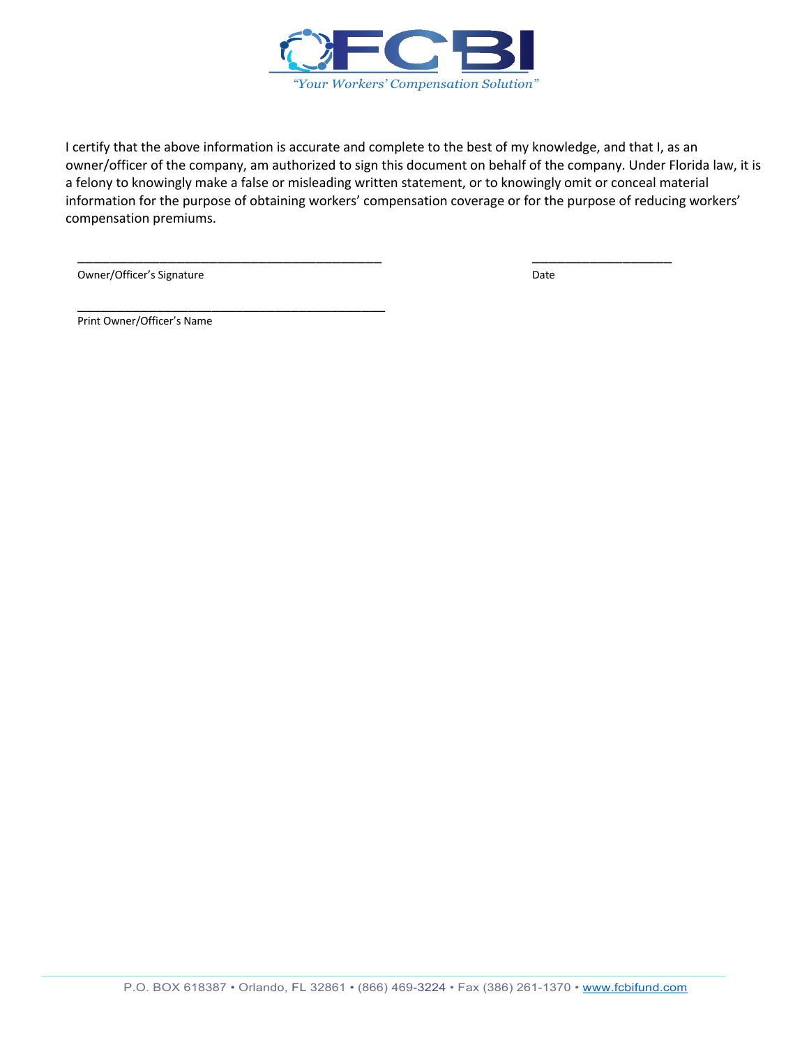I certify that the above information is accurate and complete to the best of my knowledge, and that I, as an owner/officer of the company, am authorized to sign this document on behalf of the company. Under Florida law, it is a felony to knowingly make a false or misleading written statement, or to knowingly omit or conceal material information for the purpose of obtaining workers' compensation coverage or for the purpose of reducing workers' compensation premiums.

\_\_\_\_\_\_\_\_\_\_\_\_\_\_\_\_\_\_\_\_\_\_\_\_\_\_\_\_\_\_\_\_\_\_\_\_\_\_\_\_\_\_\_\_\_\_
Owner/Officer's Signature

\_\_\_\_\_\_\_\_\_\_\_\_\_\_\_\_\_\_\_\_\_\_
Date

\_\_\_\_\_\_\_\_\_\_\_\_\_\_\_\_\_\_\_\_\_\_\_\_\_\_\_\_\_\_\_\_\_\_\_\_\_\_\_\_\_\_\_\_\_\_
Print Owner/Officer's Name